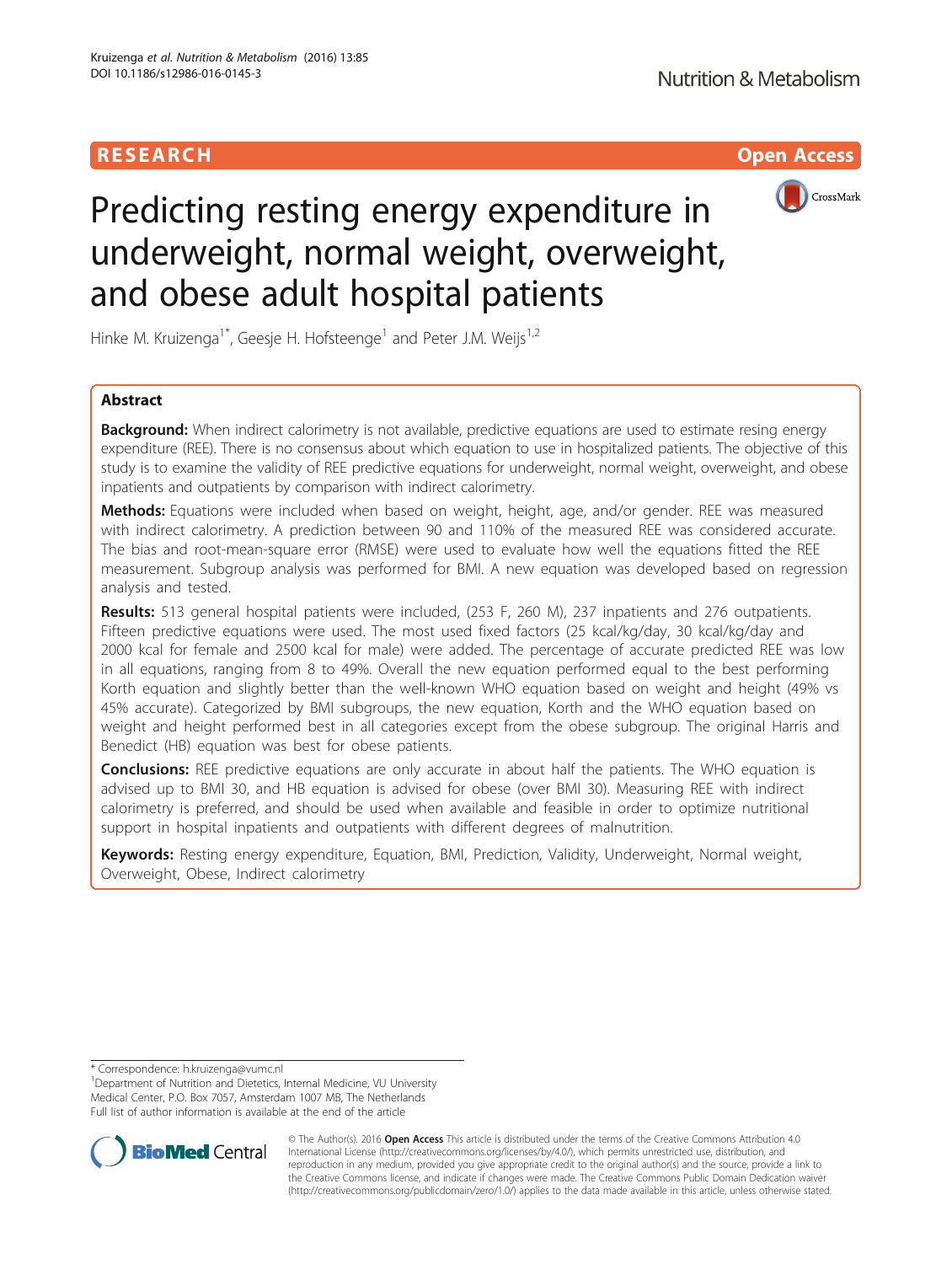RESEARCH Open Access

# Predicting resting energy expenditure in underweight, normal weight, overweight, and obese adult hospital patients

Hinke M. Kruizenga[1*], Geesje H. Hofsteenge[1] and Peter J.M. Weijs[1,2]

## Abstract

**Background:** When indirect calorimetry is not available, predictive equations are used to estimate resing energy expenditure (REE). There is no consensus about which equation to use in hospitalized patients. The objective of this study is to examine the validity of REE predictive equations for underweight, normal weight, overweight, and obese inpatients and outpatients by comparison with indirect calorimetry.

**Methods:** Equations were included when based on weight, height, age, and/or gender. REE was measured with indirect calorimetry. A prediction between 90 and 110% of the measured REE was considered accurate. The bias and root-mean-square error (RMSE) were used to evaluate how well the equations fitted the REE measurement. Subgroup analysis was performed for BMI. A new equation was developed based on regression analysis and tested.

**Results:** 513 general hospital patients were included, (253 F, 260 M), 237 inpatients and 276 outpatients. Fifteen predictive equations were used. The most used fixed factors (25 kcal/kg/day, 30 kcal/kg/day and 2000 kcal for female and 2500 kcal for male) were added. The percentage of accurate predicted REE was low in all equations, ranging from 8 to 49%. Overall the new equation performed equal to the best performing Korth equation and slightly better than the well-known WHO equation based on weight and height (49% vs 45% accurate). Categorized by BMI subgroups, the new equation, Korth and the WHO equation based on weight and height performed best in all categories except from the obese subgroup. The original Harris and Benedict (HB) equation was best for obese patients.

**Conclusions:** REE predictive equations are only accurate in about half the patients. The WHO equation is advised up to BMI 30, and HB equation is advised for obese (over BMI 30). Measuring REE with indirect calorimetry is preferred, and should be used when available and feasible in order to optimize nutritional support in hospital inpatients and outpatients with different degrees of malnutrition.

**Keywords:** Resting energy expenditure, Equation, BMI, Prediction, Validity, Underweight, Normal weight, Overweight, Obese, Indirect calorimetry

---

\* Correspondence: h.kruizenga@vumc.nl
[1]Department of Nutrition and Dietetics, Internal Medicine, VU University Medical Center, P.O. Box 7057, Amsterdam 1007 MB, The Netherlands
Full list of author information is available at the end of the article

© The Author(s). 2016 **Open Access** This article is distributed under the terms of the Creative Commons Attribution 4.0 International License (http://creativecommons.org/licenses/by/4.0/), which permits unrestricted use, distribution, and reproduction in any medium, provided you give appropriate credit to the original author(s) and the source, provide a link to the Creative Commons license, and indicate if changes were made. The Creative Commons Public Domain Dedication waiver (http://creativecommons.org/publicdomain/zero/1.0/) applies to the data made available in this article, unless otherwise stated.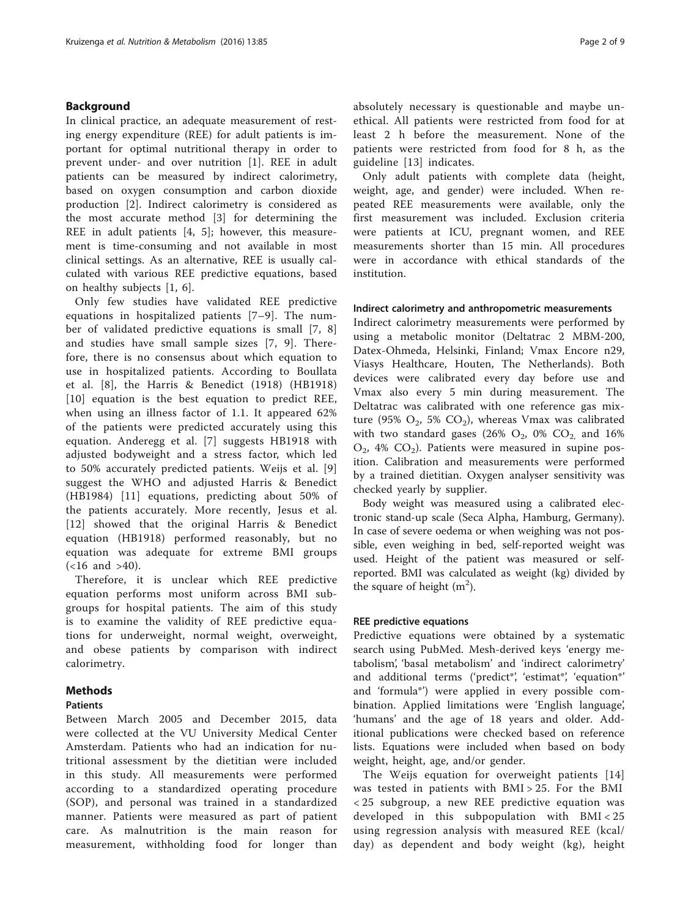## Background

In clinical practice, an adequate measurement of resting energy expenditure (REE) for adult patients is important for optimal nutritional therapy in order to prevent under- and over nutrition [1]. REE in adult patients can be measured by indirect calorimetry, based on oxygen consumption and carbon dioxide production [2]. Indirect calorimetry is considered as the most accurate method [3] for determining the REE in adult patients [4, 5]; however, this measurement is time-consuming and not available in most clinical settings. As an alternative, REE is usually calculated with various REE predictive equations, based on healthy subjects [1, 6].

Only few studies have validated REE predictive equations in hospitalized patients [7–9]. The number of validated predictive equations is small [7, 8] and studies have small sample sizes [7, 9]. Therefore, there is no consensus about which equation to use in hospitalized patients. According to Boullata et al. [8], the Harris & Benedict (1918) (HB1918) [10] equation is the best equation to predict REE, when using an illness factor of 1.1. It appeared 62% of the patients were predicted accurately using this equation. Anderegg et al. [7] suggests HB1918 with adjusted bodyweight and a stress factor, which led to 50% accurately predicted patients. Weijs et al. [9] suggest the WHO and adjusted Harris & Benedict (HB1984) [11] equations, predicting about 50% of the patients accurately. More recently, Jesus et al. [12] showed that the original Harris & Benedict equation (HB1918) performed reasonably, but no equation was adequate for extreme BMI groups (<16 and >40).

Therefore, it is unclear which REE predictive equation performs most uniform across BMI subgroups for hospital patients. The aim of this study is to examine the validity of REE predictive equations for underweight, normal weight, overweight, and obese patients by comparison with indirect calorimetry.

## Methods

### Patients

Between March 2005 and December 2015, data were collected at the VU University Medical Center Amsterdam. Patients who had an indication for nutritional assessment by the dietitian were included in this study. All measurements were performed according to a standardized operating procedure (SOP), and personal was trained in a standardized manner. Patients were measured as part of patient care. As malnutrition is the main reason for measurement, withholding food for longer than absolutely necessary is questionable and maybe unethical. All patients were restricted from food for at least 2 h before the measurement. None of the patients were restricted from food for 8 h, as the guideline [13] indicates.

Only adult patients with complete data (height, weight, age, and gender) were included. When repeated REE measurements were available, only the first measurement was included. Exclusion criteria were patients at ICU, pregnant women, and REE measurements shorter than 15 min. All procedures were in accordance with ethical standards of the institution.

### Indirect calorimetry and anthropometric measurements

Indirect calorimetry measurements were performed by using a metabolic monitor (Deltatrac 2 MBM-200, Datex-Ohmeda, Helsinki, Finland; Vmax Encore n29, Viasys Healthcare, Houten, The Netherlands). Both devices were calibrated every day before use and Vmax also every 5 min during measurement. The Deltatrac was calibrated with one reference gas mixture (95% $O_2$, 5% $CO_2$), whereas Vmax was calibrated with two standard gases (26% $O_2$, 0% $CO_2$ and 16% $O_2$, 4% $CO_2$). Patients were measured in supine position. Calibration and measurements were performed by a trained dietitian. Oxygen analyser sensitivity was checked yearly by supplier.

Body weight was measured using a calibrated electronic stand-up scale (Seca Alpha, Hamburg, Germany). In case of severe oedema or when weighing was not possible, even weighing in bed, self-reported weight was used. Height of the patient was measured or self-reported. BMI was calculated as weight (kg) divided by the square of height ($m^2$).

### REE predictive equations

Predictive equations were obtained by a systematic search using PubMed. Mesh-derived keys 'energy metabolism', 'basal metabolism' and 'indirect calorimetry' and additional terms ('predict*', 'estimat*', 'equation*' and 'formula*') were applied in every possible combination. Applied limitations were 'English language', 'humans' and the age of 18 years and older. Additional publications were checked based on reference lists. Equations were included when based on body weight, height, age, and/or gender.

The Weijs equation for overweight patients [14] was tested in patients with BMI > 25. For the BMI < 25 subgroup, a new REE predictive equation was developed in this subpopulation with BMI < 25 using regression analysis with measured REE (kcal/day) as dependent and body weight (kg), height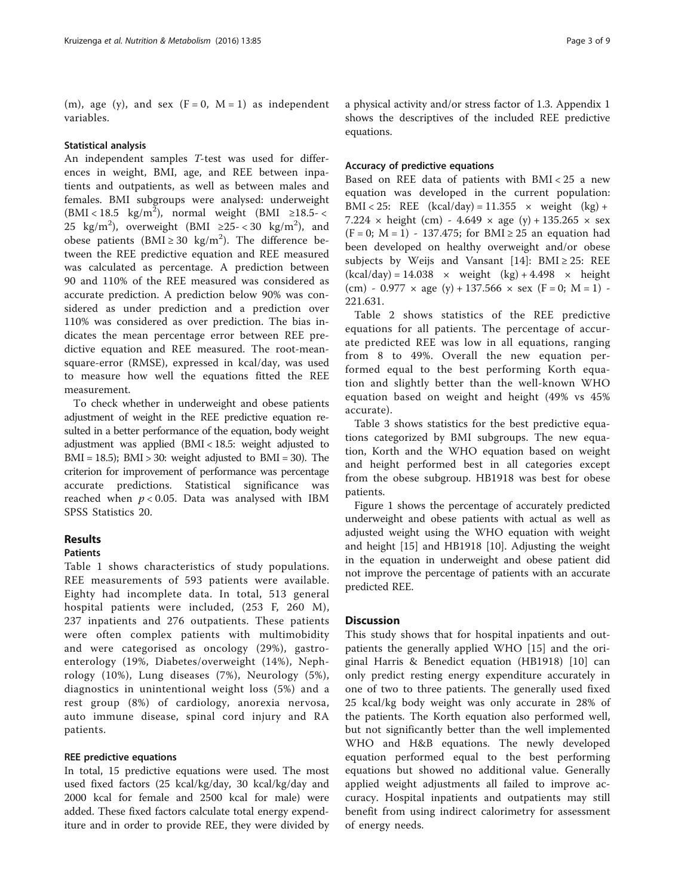(m), age (y), and sex (F = 0, M = 1) as independent variables.

### Statistical analysis

An independent samples *T*-test was used for differences in weight, BMI, age, and REE between inpatients and outpatients, as well as between males and females. BMI subgroups were analysed: underweight (BMI < 18.5 kg/$m^2$), normal weight (BMI ≥18.5- < 25 kg/$m^2$), overweight (BMI ≥25- < 30 kg/$m^2$), and obese patients (BMI ≥ 30 kg/$m^2$). The difference between the REE predictive equation and REE measured was calculated as percentage. A prediction between 90 and 110% of the REE measured was considered as accurate prediction. A prediction below 90% was considered as under prediction and a prediction over 110% was considered as over prediction. The bias indicates the mean percentage error between REE predictive equation and REE measured. The root-mean-square-error (RMSE), expressed in kcal/day, was used to measure how well the equations fitted the REE measurement.

To check whether in underweight and obese patients adjustment of weight in the REE predictive equation resulted in a better performance of the equation, body weight adjustment was applied (BMI < 18.5: weight adjusted to BMI = 18.5); BMI > 30: weight adjusted to BMI = 30). The criterion for improvement of performance was percentage accurate predictions. Statistical significance was reached when $p < 0.05$. Data was analysed with IBM SPSS Statistics 20.

## Results

### Patients

Table 1 shows characteristics of study populations. REE measurements of 593 patients were available. Eighty had incomplete data. In total, 513 general hospital patients were included, (253 F, 260 M), 237 inpatients and 276 outpatients. These patients were often complex patients with multimobidity and were categorised as oncology (29%), gastroenterology (19%, Diabetes/overweight (14%), Nephrology (10%), Lung diseases (7%), Neurology (5%), diagnostics in unintentional weight loss (5%) and a rest group (8%) of cardiology, anorexia nervosa, auto immune disease, spinal cord injury and RA patients.

### REE predictive equations

In total, 15 predictive equations were used. The most used fixed factors (25 kcal/kg/day, 30 kcal/kg/day and 2000 kcal for female and 2500 kcal for male) were added. These fixed factors calculate total energy expenditure and in order to provide REE, they were divided by a physical activity and/or stress factor of 1.3. Appendix 1 shows the descriptives of the included REE predictive equations.

### Accuracy of predictive equations

Based on REE data of patients with BMI < 25 a new equation was developed in the current population: BMI < 25: REE (kcal/day) = 11.355 × weight (kg) + 7.224 × height (cm) - 4.649 × age (y) + 135.265 × sex (F = 0; M = 1) - 137.475; for BMI ≥ 25 an equation had been developed on healthy overweight and/or obese subjects by Weijs and Vansant [14]: BMI ≥ 25: REE (kcal/day) = 14.038 × weight (kg) + 4.498 × height (cm) - 0.977 × age (y) + 137.566 × sex (F = 0; M = 1) - 221.631.

Table 2 shows statistics of the REE predictive equations for all patients. The percentage of accurate predicted REE was low in all equations, ranging from 8 to 49%. Overall the new equation performed equal to the best performing Korth equation and slightly better than the well-known WHO equation based on weight and height (49% vs 45% accurate).

Table 3 shows statistics for the best predictive equations categorized by BMI subgroups. The new equation, Korth and the WHO equation based on weight and height performed best in all categories except from the obese subgroup. HB1918 was best for obese patients.

Figure 1 shows the percentage of accurately predicted underweight and obese patients with actual as well as adjusted weight using the WHO equation with weight and height [15] and HB1918 [10]. Adjusting the weight in the equation in underweight and obese patient did not improve the percentage of patients with an accurate predicted REE.

## Discussion

This study shows that for hospital inpatients and outpatients the generally applied WHO [15] and the original Harris & Benedict equation (HB1918) [10] can only predict resting energy expenditure accurately in one of two to three patients. The generally used fixed 25 kcal/kg body weight was only accurate in 28% of the patients. The Korth equation also performed well, but not significantly better than the well implemented WHO and H&B equations. The newly developed equation performed equal to the best performing equations but showed no additional value. Generally applied weight adjustments all failed to improve accuracy. Hospital inpatients and outpatients may still benefit from using indirect calorimetry for assessment of energy needs.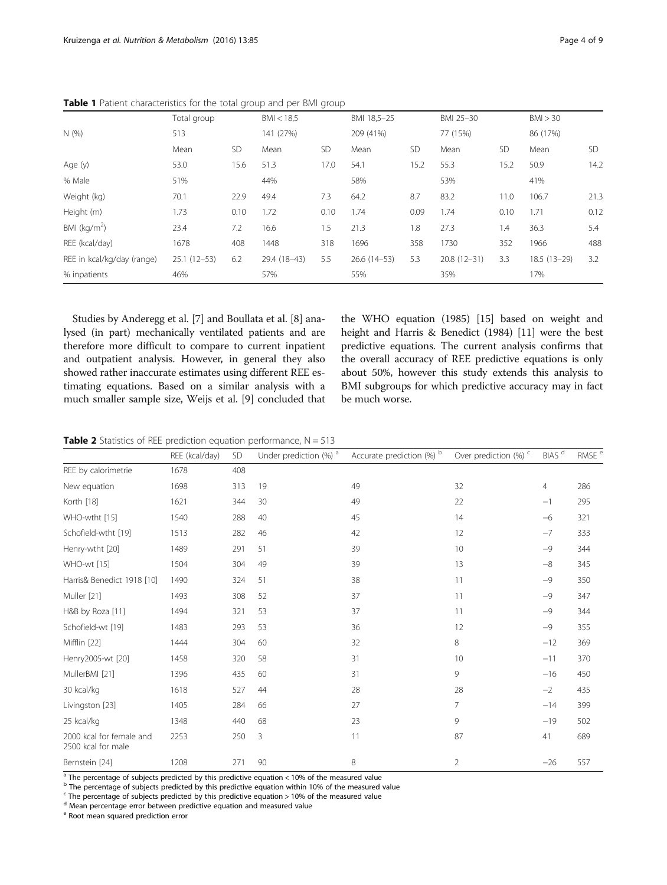**Table 1** Patient characteristics for the total group and per BMI group

| | Total group | | BMI < 18,5 | | BMI 18,5–25 | | BMI 25–30 | | BMI > 30 | |
|---|---|---|---|---|---|---|---|---|---|---|
| N (%) | 513 | | 141 (27%) | | 209 (41%) | | 77 (15%) | | 86 (17%) | |
| | Mean | SD | Mean | SD | Mean | SD | Mean | SD | Mean | SD |
| Age (y) | 53.0 | 15.6 | 51.3 | 17.0 | 54.1 | 15.2 | 55.3 | 15.2 | 50.9 | 14.2 |
| % Male | 51% | | 44% | | 58% | | 53% | | 41% | |
| Weight (kg) | 70.1 | 22.9 | 49.4 | 7.3 | 64.2 | 8.7 | 83.2 | 11.0 | 106.7 | 21.3 |
| Height (m) | 1.73 | 0.10 | 1.72 | 0.10 | 1.74 | 0.09 | 1.74 | 0.10 | 1.71 | 0.12 |
| BMI (kg/m$^2$) | 23.4 | 7.2 | 16.6 | 1.5 | 21.3 | 1.8 | 27.3 | 1.4 | 36.3 | 5.4 |
| REE (kcal/day) | 1678 | 408 | 1448 | 318 | 1696 | 358 | 1730 | 352 | 1966 | 488 |
| REE in kcal/kg/day (range) | 25.1 (12–53) | 6.2 | 29.4 (18–43) | 5.5 | 26.6 (14–53) | 5.3 | 20.8 (12–31) | 3.3 | 18.5 (13–29) | 3.2 |
| % inpatients | 46% | | 57% | | 55% | | 35% | | 17% | |

Studies by Anderegg et al. [7] and Boullata et al. [8] analysed (in part) mechanically ventilated patients and are therefore more difficult to compare to current inpatient and outpatient analysis. However, in general they also showed rather inaccurate estimates using different REE estimating equations. Based on a similar analysis with a much smaller sample size, Weijs et al. [9] concluded that the WHO equation (1985) [15] based on weight and height and Harris & Benedict (1984) [11] were the best predictive equations. The current analysis confirms that the overall accuracy of REE predictive equations is only about 50%, however this study extends this analysis to BMI subgroups for which predictive accuracy may in fact be much worse.

**Table 2** Statistics of REE prediction equation performance, N = 513

| | REE (kcal/day) | SD | Under prediction (%) [a] | Accurate prediction (%) [b] | Over prediction (%) [c] | BIAS [d] | RMSE [e] |
|---|---|---|---|---|---|---|---|
| REE by calorimetrie | 1678 | 408 | | | | | |
| New equation | 1698 | 313 | 19 | 49 | 32 | 4 | 286 |
| Korth [18] | 1621 | 344 | 30 | 49 | 22 | −1 | 295 |
| WHO-wtht [15] | 1540 | 288 | 40 | 45 | 14 | −6 | 321 |
| Schofield-wtht [19] | 1513 | 282 | 46 | 42 | 12 | −7 | 333 |
| Henry-wtht [20] | 1489 | 291 | 51 | 39 | 10 | −9 | 344 |
| WHO-wt [15] | 1504 | 304 | 49 | 39 | 13 | −8 | 345 |
| Harris& Benedict 1918 [10] | 1490 | 324 | 51 | 38 | 11 | −9 | 350 |
| Muller [21] | 1493 | 308 | 52 | 37 | 11 | −9 | 347 |
| H&B by Roza [11] | 1494 | 321 | 53 | 37 | 11 | −9 | 344 |
| Schofield-wt [19] | 1483 | 293 | 53 | 36 | 12 | −9 | 355 |
| Mifflin [22] | 1444 | 304 | 60 | 32 | 8 | −12 | 369 |
| Henry2005-wt [20] | 1458 | 320 | 58 | 31 | 10 | −11 | 370 |
| MullerBMI [21] | 1396 | 435 | 60 | 31 | 9 | −16 | 450 |
| 30 kcal/kg | 1618 | 527 | 44 | 28 | 28 | −2 | 435 |
| Livingston [23] | 1405 | 284 | 66 | 27 | 7 | −14 | 399 |
| 25 kcal/kg | 1348 | 440 | 68 | 23 | 9 | −19 | 502 |
| 2000 kcal for female and 2500 kcal for male | 2253 | 250 | 3 | 11 | 87 | 41 | 689 |
| Bernstein [24] | 1208 | 271 | 90 | 8 | 2 | −26 | 557 |

[a] The percentage of subjects predicted by this predictive equation < 10% of the measured value
[b] The percentage of subjects predicted by this predictive equation within 10% of the measured value
[c] The percentage of subjects predicted by this predictive equation > 10% of the measured value
[d] Mean percentage error between predictive equation and measured value
[e] Root mean squared prediction error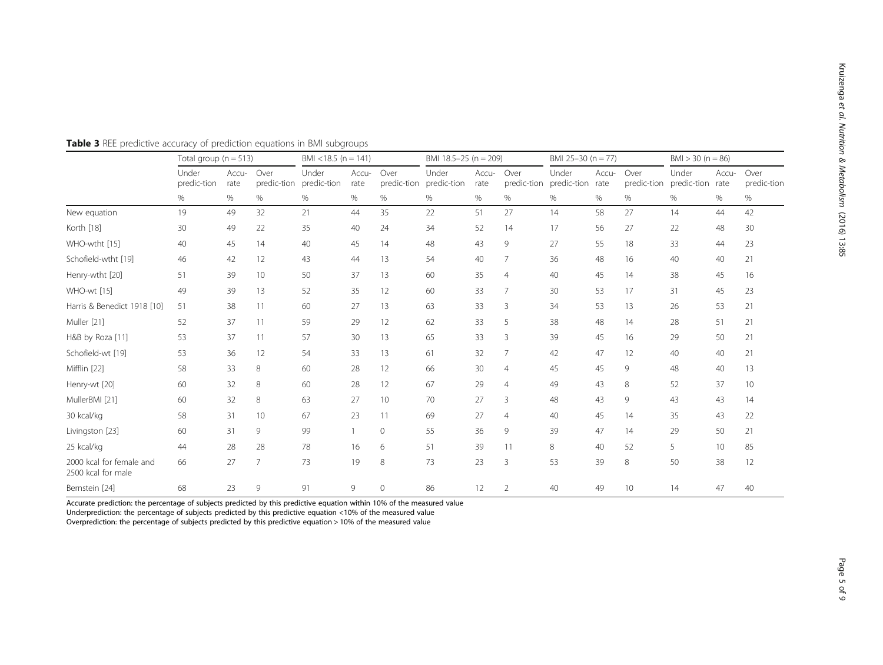**Table 3** REE predictive accuracy of prediction equations in BMI subgroups

| | Total group (n = 513) | | | BMI <18.5 (n = 141) | | | BMI 18.5–25 (n = 209) | | | BMI 25–30 (n = 77) | | | BMI > 30 (n = 86) | | |
|---|---|---|---|---|---|---|---|---|---|---|---|---|---|---|---|
| | Under predic-tion | Accu-rate | Over predic-tion | Under predic-tion | Accu-rate | Over predic-tion | Under predic-tion | Accu-rate | Over predic-tion | Under predic-tion | Accu-rate | Over predic-tion | Under predic-tion | Accu-rate | Over predic-tion |
| | % | % | % | % | % | % | % | % | % | % | % | % | % | % | % |
| New equation | 19 | 49 | 32 | 21 | 44 | 35 | 22 | 51 | 27 | 14 | 58 | 27 | 14 | 44 | 42 |
| Korth [18] | 30 | 49 | 22 | 35 | 40 | 24 | 34 | 52 | 14 | 17 | 56 | 27 | 22 | 48 | 30 |
| WHO-wtht [15] | 40 | 45 | 14 | 40 | 45 | 14 | 48 | 43 | 9 | 27 | 55 | 18 | 33 | 44 | 23 |
| Schofield-wtht [19] | 46 | 42 | 12 | 43 | 44 | 13 | 54 | 40 | 7 | 36 | 48 | 16 | 40 | 40 | 21 |
| Henry-wtht [20] | 51 | 39 | 10 | 50 | 37 | 13 | 60 | 35 | 4 | 40 | 45 | 14 | 38 | 45 | 16 |
| WHO-wt [15] | 49 | 39 | 13 | 52 | 35 | 12 | 60 | 33 | 7 | 30 | 53 | 17 | 31 | 45 | 23 |
| Harris & Benedict 1918 [10] | 51 | 38 | 11 | 60 | 27 | 13 | 63 | 33 | 3 | 34 | 53 | 13 | 26 | 53 | 21 |
| Muller [21] | 52 | 37 | 11 | 59 | 29 | 12 | 62 | 33 | 5 | 38 | 48 | 14 | 28 | 51 | 21 |
| H&B by Roza [11] | 53 | 37 | 11 | 57 | 30 | 13 | 65 | 33 | 3 | 39 | 45 | 16 | 29 | 50 | 21 |
| Schofield-wt [19] | 53 | 36 | 12 | 54 | 33 | 13 | 61 | 32 | 7 | 42 | 47 | 12 | 40 | 40 | 21 |
| Mifflin [22] | 58 | 33 | 8 | 60 | 28 | 12 | 66 | 30 | 4 | 45 | 45 | 9 | 48 | 40 | 13 |
| Henry-wt [20] | 60 | 32 | 8 | 60 | 28 | 12 | 67 | 29 | 4 | 49 | 43 | 8 | 52 | 37 | 10 |
| MullerBMI [21] | 60 | 32 | 8 | 63 | 27 | 10 | 70 | 27 | 3 | 48 | 43 | 9 | 43 | 43 | 14 |
| 30 kcal/kg | 58 | 31 | 10 | 67 | 23 | 11 | 69 | 27 | 4 | 40 | 45 | 14 | 35 | 43 | 22 |
| Livingston [23] | 60 | 31 | 9 | 99 | 1 | 0 | 55 | 36 | 9 | 39 | 47 | 14 | 29 | 50 | 21 |
| 25 kcal/kg | 44 | 28 | 28 | 78 | 16 | 6 | 51 | 39 | 11 | 8 | 40 | 52 | 5 | 10 | 85 |
| 2000 kcal for female and 2500 kcal for male | 66 | 27 | 7 | 73 | 19 | 8 | 73 | 23 | 3 | 53 | 39 | 8 | 50 | 38 | 12 |
| Bernstein [24] | 68 | 23 | 9 | 91 | 9 | 0 | 86 | 12 | 2 | 40 | 49 | 10 | 14 | 47 | 40 |

Accurate prediction: the percentage of subjects predicted by this predictive equation within 10% of the measured value
Underprediction: the percentage of subjects predicted by this predictive equation <10% of the measured value
Overprediction: the percentage of subjects predicted by this predictive equation > 10% of the measured value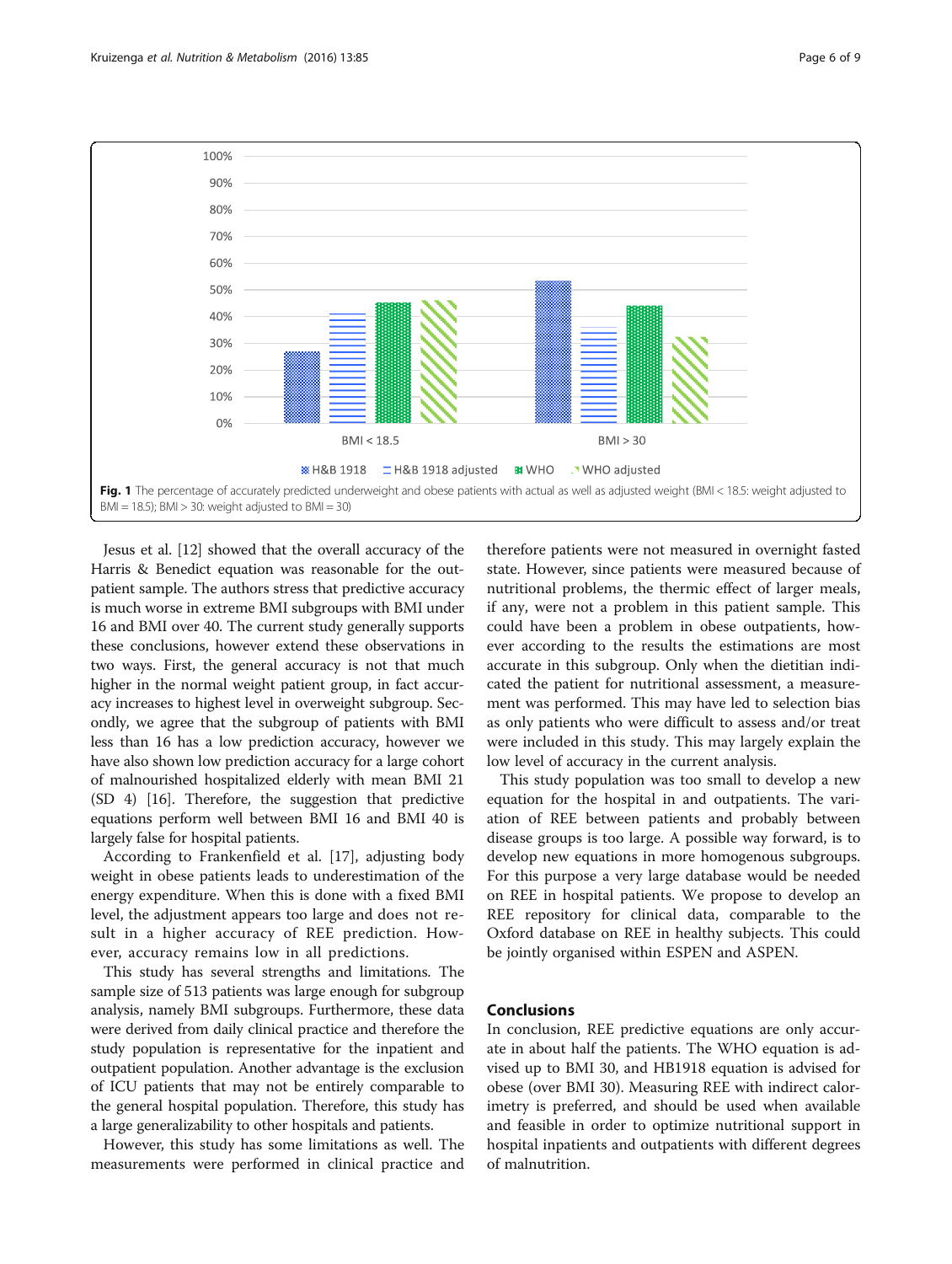100%
90%
80%
70%
60%
50%
40%
30%
20%
10%
0%

BMI < 18.5
BMI > 30

H&B 1918
H&B 1918 adjusted
WHO
WHO adjusted

**Fig. 1** The percentage of accurately predicted underweight and obese patients with actual as well as adjusted weight (BMI < 18.5: weight adjusted to BMI = 18.5); BMI > 30: weight adjusted to BMI = 30)

Jesus et al. [12] showed that the overall accuracy of the Harris & Benedict equation was reasonable for the outpatient sample. The authors stress that predictive accuracy is much worse in extreme BMI subgroups with BMI under 16 and BMI over 40. The current study generally supports these conclusions, however extend these observations in two ways. First, the general accuracy is not that much higher in the normal weight patient group, in fact accuracy increases to highest level in overweight subgroup. Secondly, we agree that the subgroup of patients with BMI less than 16 has a low prediction accuracy, however we have also shown low prediction accuracy for a large cohort of malnourished hospitalized elderly with mean BMI 21 (SD 4) [16]. Therefore, the suggestion that predictive equations perform well between BMI 16 and BMI 40 is largely false for hospital patients.

According to Frankenfield et al. [17], adjusting body weight in obese patients leads to underestimation of the energy expenditure. When this is done with a fixed BMI level, the adjustment appears too large and does not result in a higher accuracy of REE prediction. However, accuracy remains low in all predictions.

This study has several strengths and limitations. The sample size of 513 patients was large enough for subgroup analysis, namely BMI subgroups. Furthermore, these data were derived from daily clinical practice and therefore the study population is representative for the inpatient and outpatient population. Another advantage is the exclusion of ICU patients that may not be entirely comparable to the general hospital population. Therefore, this study has a large generalizability to other hospitals and patients.

However, this study has some limitations as well. The measurements were performed in clinical practice and therefore patients were not measured in overnight fasted state. However, since patients were measured because of nutritional problems, the thermic effect of larger meals, if any, were not a problem in this patient sample. This could have been a problem in obese outpatients, however according to the results the estimations are most accurate in this subgroup. Only when the dietitian indicated the patient for nutritional assessment, a measurement was performed. This may have led to selection bias as only patients who were difficult to assess and/or treat were included in this study. This may largely explain the low level of accuracy in the current analysis.

This study population was too small to develop a new equation for the hospital in and outpatients. The variation of REE between patients and probably between disease groups is too large. A possible way forward, is to develop new equations in more homogenous subgroups. For this purpose a very large database would be needed on REE in hospital patients. We propose to develop an REE repository for clinical data, comparable to the Oxford database on REE in healthy subjects. This could be jointly organised within ESPEN and ASPEN.

## Conclusions

In conclusion, REE predictive equations are only accurate in about half the patients. The WHO equation is advised up to BMI 30, and HB1918 equation is advised for obese (over BMI 30). Measuring REE with indirect calorimetry is preferred, and should be used when available and feasible in order to optimize nutritional support in hospital inpatients and outpatients with different degrees of malnutrition.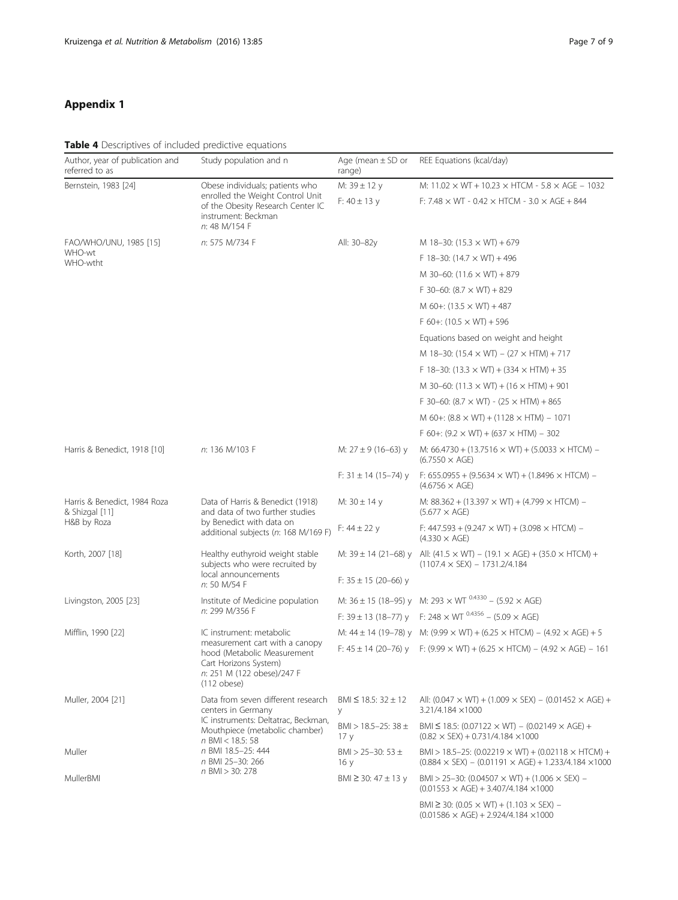# Appendix 1

**Table 4** Descriptives of included predictive equations

| Author, year of publication and referred to as | Study population and n | Age (mean ± SD or range) | REE Equations (kcal/day) |
| --- | --- | --- | --- |
| Bernstein, 1983 [24] | Obese individuals; patients who enrolled the Weight Control Unit of the Obesity Research Center IC instrument: Beckman *n*: 48 M/154 F | M: 39 ± 12 y | M: $11.02 \times WT + 10.23 \times HTCM - 5.8 \times AGE - 1032$ |
| | | F: 40 ± 13 y | F: $7.48 \times WT - 0.42 \times HTCM - 3.0 \times AGE + 844$ |
| FAO/WHO/UNU, 1985 [15] WHO-wt WHO-wtht | *n*: 575 M/734 F | All: 30–82y | M 18–30: $(15.3 \times WT) + 679$ |
| | | | F 18–30: $(14.7 \times WT) + 496$ |
| | | | M 30–60: $(11.6 \times WT) + 879$ |
| | | | F 30–60: $(8.7 \times WT) + 829$ |
| | | | M 60+: $(13.5 \times WT) + 487$ |
| | | | F 60+: $(10.5 \times WT) + 596$ |
| | | | Equations based on weight and height |
| | | | M 18–30: $(15.4 \times WT) - (27 \times HTM) + 717$ |
| | | | F 18–30: $(13.3 \times WT) + (334 \times HTM) + 35$ |
| | | | M 30–60: $(11.3 \times WT) + (16 \times HTM) + 901$ |
| | | | F 30–60: $(8.7 \times WT) - (25 \times HTM) + 865$ |
| | | | M 60+: $(8.8 \times WT) + (1128 \times HTM) - 1071$ |
| | | | F 60+: $(9.2 \times WT) + (637 \times HTM) - 302$ |
| Harris & Benedict, 1918 [10] | *n*: 136 M/103 F | M: 27 ± 9 (16–63) y | M: $66.4730 + (13.7516 \times WT) + (5.0033 \times HTCM) - (6.7550 \times AGE)$ |
| | | F: 31 ± 14 (15–74) y | F: $655.0955 + (9.5634 \times WT) + (1.8496 \times HTCM) - (4.6756 \times AGE)$ |
| Harris & Benedict, 1984 Roza & Shizgal [11] H&B by Roza | Data of Harris & Benedict (1918) and data of two further studies by Benedict with data on additional subjects (*n*: 168 M/169 F) | M: 30 ± 14 y | M: $88.362 + (13.397 \times WT) + (4.799 \times HTCM) - (5.677 \times AGE)$ |
| | | F: 44 ± 22 y | F: $447.593 + (9.247 \times WT) + (3.098 \times HTCM) - (4.330 \times AGE)$ |
| Korth, 2007 [18] | Healthy euthyroid weight stable subjects who were recruited by local announcements *n*: 50 M/54 F | M: 39 ± 14 (21–68) y | All: $(41.5 \times WT) - (19.1 \times AGE) + (35.0 \times HTCM) + (1107.4 \times SEX) - 1731.2/4.184$ |
| | | F: 35 ± 15 (20–66) y | |
| Livingston, 2005 [23] | Institute of Medicine population *n*: 299 M/356 F | M: 36 ± 15 (18–95) y | M: $293 \times WT^{0.4330} - (5.92 \times AGE)$ |
| | | F: 39 ± 13 (18–77) y | F: $248 \times WT^{0.4356} - (5.09 \times AGE)$ |
| Mifflin, 1990 [22] | IC instrument: metabolic measurement cart with a canopy hood (Metabolic Measurement Cart Horizons System) *n*: 251 M (122 obese)/247 F (112 obese) | M: 44 ± 14 (19–78) y | M: $(9.99 \times WT) + (6.25 \times HTCM) - (4.92 \times AGE) + 5$ |
| | | F: 45 ± 14 (20–76) y | F: $(9.99 \times WT) + (6.25 \times HTCM) - (4.92 \times AGE) - 161$ |
| Muller, 2004 [21] Muller MullerBMI | Data from seven different research centers in Germany IC instruments: Deltatrac, Beckman, Mouthpiece (metabolic chamber) *n* BMI < 18.5: 58 *n* BMI 18.5–25: 444 *n* BMI 25–30: 266 *n* BMI > 30: 278 | BMI ≤ 18.5: 32 ± 12 y | All: $(0.047 \times WT) + (1.009 \times SEX) - (0.01452 \times AGE) + 3.21/4.184 \times 1000$ |
| | | BMI > 18.5–25: 38 ± 17 y | BMI ≤ 18.5: $(0.07122 \times WT) - (0.02149 \times AGE) + (0.82 \times SEX) + 0.731/4.184 \times 1000$ |
| | | BMI > 25–30: 53 ± 16 y | BMI > 18.5–25: $(0.02219 \times WT) + (0.02118 \times HTCM) + (0.884 \times SEX) - (0.01191 \times AGE) + 1.233/4.184 \times 1000$ |
| | | BMI ≥ 30: 47 ± 13 y | BMI > 25–30: $(0.04507 \times WT) + (1.006 \times SEX) - (0.01553 \times AGE) + 3.407/4.184 \times 1000$ |
| | | | BMI ≥ 30: $(0.05 \times WT) + (1.103 \times SEX) - (0.01586 \times AGE) + 2.924/4.184 \times 1000$ |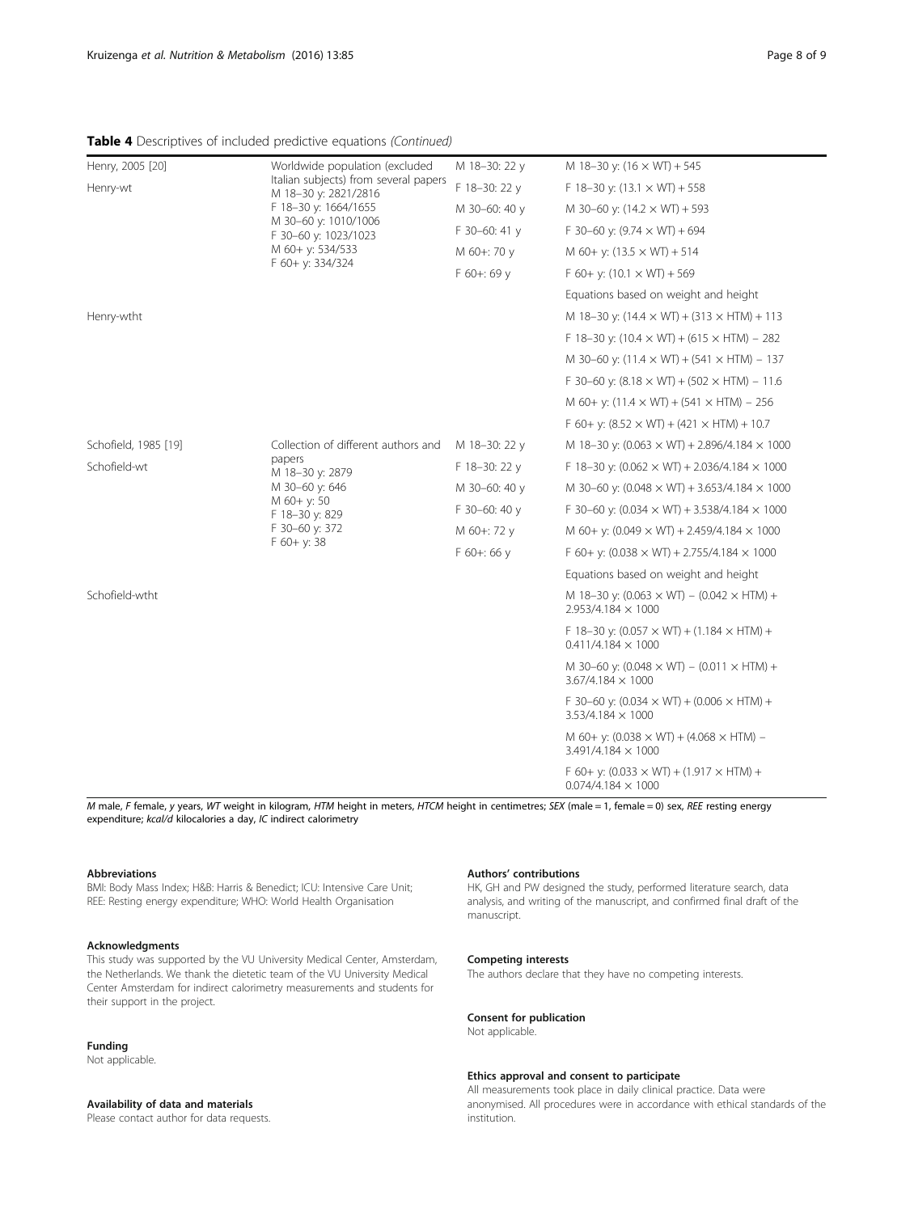**Table 4** Descriptives of included predictive equations *(Continued)*

| | | | |
|---|---|---|---|
| Henry, 2005 [20] | Worldwide population (excluded Italian subjects) from several papers M 18–30 y: 2821/2816 F 18–30 y: 1664/1655 M 30–60 y: 1010/1006 F 30–60 y: 1023/1023 M 60+ y: 534/533 F 60+ y: 334/324 | M 18–30: 22 y | M 18–30 y: $(16 \times WT) + 545$ |
| Henry-wt | | F 18–30: 22 y | F 18–30 y: $(13.1 \times WT) + 558$ |
| | | M 30–60: 40 y | M 30–60 y: $(14.2 \times WT) + 593$ |
| | | F 30–60: 41 y | F 30–60 y: $(9.74 \times WT) + 694$ |
| | | M 60+: 70 y | M 60+ y: $(13.5 \times WT) + 514$ |
| | | F 60+: 69 y | F 60+ y: $(10.1 \times WT) + 569$ |
| | | | Equations based on weight and height |
| Henry-wtht | | | M 18–30 y: $(14.4 \times WT) + (313 \times HTM) + 113$ |
| | | | F 18–30 y: $(10.4 \times WT) + (615 \times HTM) - 282$ |
| | | | M 30–60 y: $(11.4 \times WT) + (541 \times HTM) - 137$ |
| | | | F 30–60 y: $(8.18 \times WT) + (502 \times HTM) - 11.6$ |
| | | | M 60+ y: $(11.4 \times WT) + (541 \times HTM) - 256$ |
| | | | F 60+ y: $(8.52 \times WT) + (421 \times HTM) + 10.7$ |
| Schofield, 1985 [19] | Collection of different authors and papers M 18–30 y: 2879 M 30–60 y: 646 M 60+ y: 50 F 18–30 y: 829 F 30–60 y: 372 F 60+ y: 38 | M 18–30: 22 y | M 18–30 y: $(0.063 \times WT) + 2.896/4.184 \times 1000$ |
| Schofield-wt | | F 18–30: 22 y | F 18–30 y: $(0.062 \times WT) + 2.036/4.184 \times 1000$ |
| | | M 30–60: 40 y | M 30–60 y: $(0.048 \times WT) + 3.653/4.184 \times 1000$ |
| | | F 30–60: 40 y | F 30–60 y: $(0.034 \times WT) + 3.538/4.184 \times 1000$ |
| | | M 60+: 72 y | M 60+ y: $(0.049 \times WT) + 2.459/4.184 \times 1000$ |
| | | F 60+: 66 y | F 60+ y: $(0.038 \times WT) + 2.755/4.184 \times 1000$ |
| | | | Equations based on weight and height |
| Schofield-wtht | | | M 18–30 y: $(0.063 \times WT) - (0.042 \times HTM) + 2.953/4.184 \times 1000$ |
| | | | F 18–30 y: $(0.057 \times WT) + (1.184 \times HTM) + 0.411/4.184 \times 1000$ |
| | | | M 30–60 y: $(0.048 \times WT) - (0.011 \times HTM) + 3.67/4.184 \times 1000$ |
| | | | F 30–60 y: $(0.034 \times WT) + (0.006 \times HTM) + 3.53/4.184 \times 1000$ |
| | | | M 60+ y: $(0.038 \times WT) + (4.068 \times HTM) - 3.491/4.184 \times 1000$ |
| | | | F 60+ y: $(0.033 \times WT) + (1.917 \times HTM) + 0.074/4.184 \times 1000$ |

*M* male, *F* female, *y* years, *WT* weight in kilogram, *HTM* height in meters, *HTCM* height in centimetres; *SEX* (male = 1, female = 0) sex, *REE* resting energy expenditure; *kcal/d* kilocalories a day, *IC* indirect calorimetry

#### Abbreviations
BMI: Body Mass Index; H&B: Harris & Benedict; ICU: Intensive Care Unit; REE: Resting energy expenditure; WHO: World Health Organisation

#### Acknowledgments
This study was supported by the VU University Medical Center, Amsterdam, the Netherlands. We thank the dietetic team of the VU University Medical Center Amsterdam for indirect calorimetry measurements and students for their support in the project.

#### Funding
Not applicable.

#### Availability of data and materials
Please contact author for data requests.

#### Authors' contributions
HK, GH and PW designed the study, performed literature search, data analysis, and writing of the manuscript, and confirmed final draft of the manuscript.

#### Competing interests
The authors declare that they have no competing interests.

#### Consent for publication
Not applicable.

#### Ethics approval and consent to participate
All measurements took place in daily clinical practice. Data were anonymised. All procedures were in accordance with ethical standards of the institution.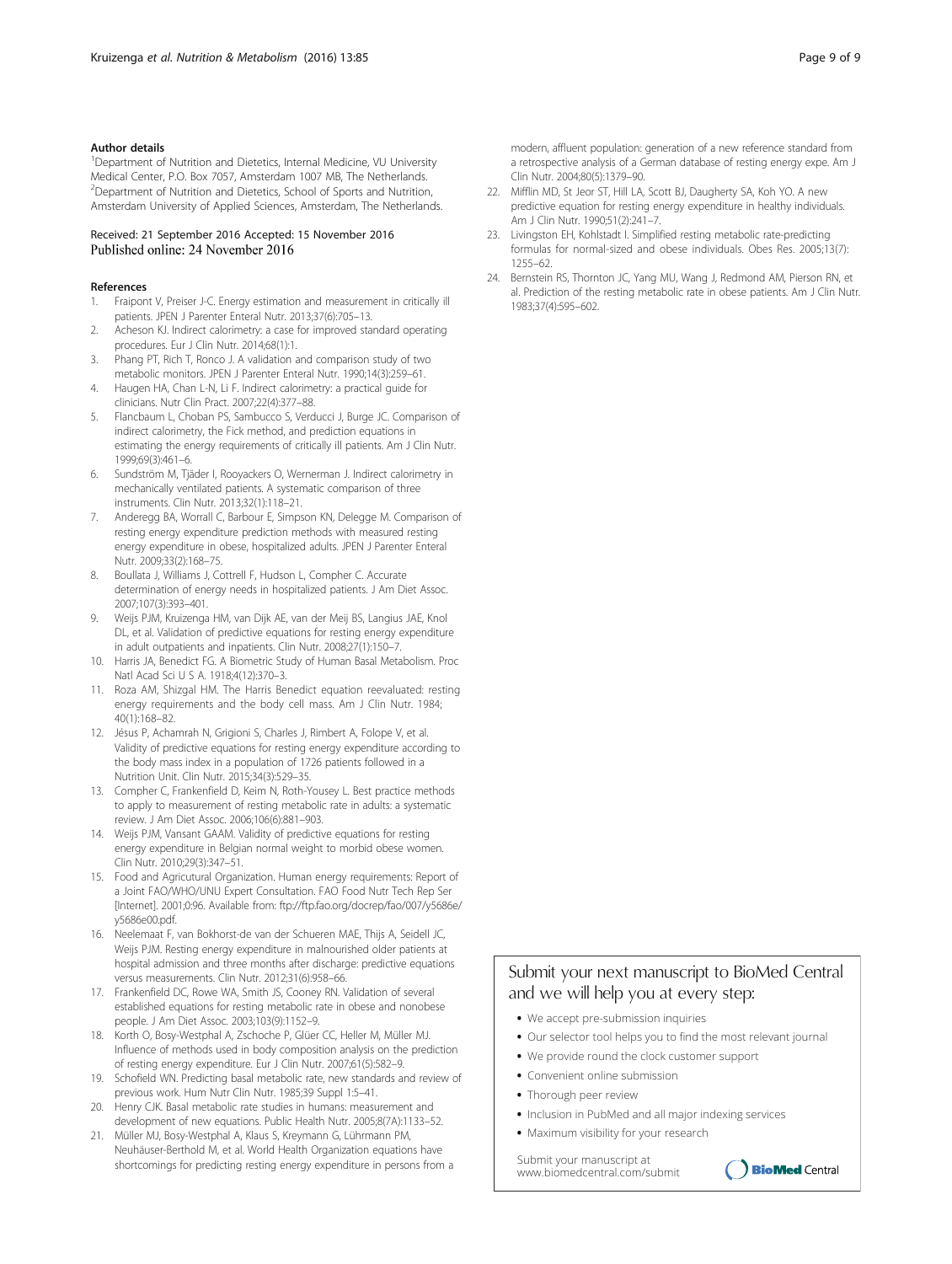## Author details

[1]Department of Nutrition and Dietetics, Internal Medicine, VU University Medical Center, P.O. Box 7057, Amsterdam 1007 MB, The Netherlands. [2]Department of Nutrition and Dietetics, School of Sports and Nutrition, Amsterdam University of Applied Sciences, Amsterdam, The Netherlands.

Received: 21 September 2016 Accepted: 15 November 2016
Published online: 24 November 2016

## References

1. Fraipont V, Preiser J-C. Energy estimation and measurement in critically ill patients. JPEN J Parenter Enteral Nutr. 2013;37(6):705–13.
2. Acheson KJ. Indirect calorimetry: a case for improved standard operating procedures. Eur J Clin Nutr. 2014;68(1):1.
3. Phang PT, Rich T, Ronco J. A validation and comparison study of two metabolic monitors. JPEN J Parenter Enteral Nutr. 1990;14(3):259–61.
4. Haugen HA, Chan L-N, Li F. Indirect calorimetry: a practical guide for clinicians. Nutr Clin Pract. 2007;22(4):377–88.
5. Flancbaum L, Choban PS, Sambucco S, Verducci J, Burge JC. Comparison of indirect calorimetry, the Fick method, and prediction equations in estimating the energy requirements of critically ill patients. Am J Clin Nutr. 1999;69(3):461–6.
6. Sundström M, Tjäder I, Rooyackers O, Wernerman J. Indirect calorimetry in mechanically ventilated patients. A systematic comparison of three instruments. Clin Nutr. 2013;32(1):118–21.
7. Anderegg BA, Worrall C, Barbour E, Simpson KN, Delegge M. Comparison of resting energy expenditure prediction methods with measured resting energy expenditure in obese, hospitalized adults. JPEN J Parenter Enteral Nutr. 2009;33(2):168–75.
8. Boullata J, Williams J, Cottrell F, Hudson L, Compher C. Accurate determination of energy needs in hospitalized patients. J Am Diet Assoc. 2007;107(3):393–401.
9. Weijs PJM, Kruizenga HM, van Dijk AE, van der Meij BS, Langius JAE, Knol DL, et al. Validation of predictive equations for resting energy expenditure in adult outpatients and inpatients. Clin Nutr. 2008;27(1):150–7.
10. Harris JA, Benedict FG. A Biometric Study of Human Basal Metabolism. Proc Natl Acad Sci U S A. 1918;4(12):370–3.
11. Roza AM, Shizgal HM. The Harris Benedict equation reevaluated: resting energy requirements and the body cell mass. Am J Clin Nutr. 1984; 40(1):168–82.
12. Jésus P, Achamrah N, Grigioni S, Charles J, Rimbert A, Folope V, et al. Validity of predictive equations for resting energy expenditure according to the body mass index in a population of 1726 patients followed in a Nutrition Unit. Clin Nutr. 2015;34(3):529–35.
13. Compher C, Frankenfield D, Keim N, Roth-Yousey L. Best practice methods to apply to measurement of resting metabolic rate in adults: a systematic review. J Am Diet Assoc. 2006;106(6):881–903.
14. Weijs PJM, Vansant GAAM. Validity of predictive equations for resting energy expenditure in Belgian normal weight to morbid obese women. Clin Nutr. 2010;29(3):347–51.
15. Food and Agricutural Organization. Human energy requirements: Report of a Joint FAO/WHO/UNU Expert Consultation. FAO Food Nutr Tech Rep Ser [Internet]. 2001;0:96. Available from: ftp://ftp.fao.org/docrep/fao/007/y5686e/y5686e00.pdf.
16. Neelemaat F, van Bokhorst-de van der Schueren MAE, Thijs A, Seidell JC, Weijs PJM. Resting energy expenditure in malnourished older patients at hospital admission and three months after discharge: predictive equations versus measurements. Clin Nutr. 2012;31(6):958–66.
17. Frankenfield DC, Rowe WA, Smith JS, Cooney RN. Validation of several established equations for resting metabolic rate in obese and nonobese people. J Am Diet Assoc. 2003;103(9):1152–9.
18. Korth O, Bosy-Westphal A, Zschoche P, Glüer CC, Heller M, Müller MJ. Influence of methods used in body composition analysis on the prediction of resting energy expenditure. Eur J Clin Nutr. 2007;61(5):582–9.
19. Schofield WN. Predicting basal metabolic rate, new standards and review of previous work. Hum Nutr Clin Nutr. 1985;39 Suppl 1:5–41.
20. Henry CJK. Basal metabolic rate studies in humans: measurement and development of new equations. Public Health Nutr. 2005;8(7A):1133–52.
21. Müller MJ, Bosy-Westphal A, Klaus S, Kreymann G, Lührmann PM, Neuhäuser-Berthold M, et al. World Health Organization equations have shortcomings for predicting resting energy expenditure in persons from a modern, affluent population: generation of a new reference standard from a retrospective analysis of a German database of resting energy expe. Am J Clin Nutr. 2004;80(5):1379–90.
22. Mifflin MD, St Jeor ST, Hill LA, Scott BJ, Daugherty SA, Koh YO. A new predictive equation for resting energy expenditure in healthy individuals. Am J Clin Nutr. 1990;51(2):241–7.
23. Livingston EH, Kohlstadt I. Simplified resting metabolic rate-predicting formulas for normal-sized and obese individuals. Obes Res. 2005;13(7): 1255–62.
24. Bernstein RS, Thornton JC, Yang MU, Wang J, Redmond AM, Pierson RN, et al. Prediction of the resting metabolic rate in obese patients. Am J Clin Nutr. 1983;37(4):595–602.

Submit your next manuscript to BioMed Central and we will help you at every step:

- We accept pre-submission inquiries
- Our selector tool helps you to find the most relevant journal
- We provide round the clock customer support
- Convenient online submission
- Thorough peer review
- Inclusion in PubMed and all major indexing services
- Maximum visibility for your research

Submit your manuscript at
www.biomedcentral.com/submit

BioMed Central